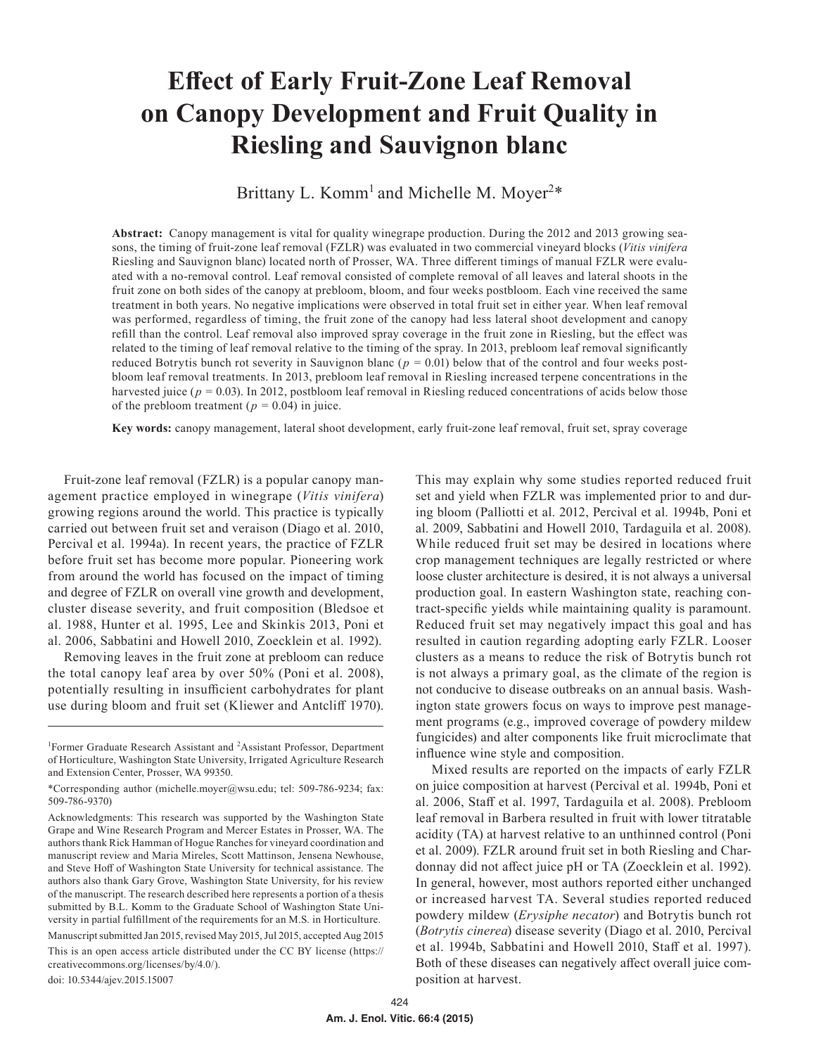# Effect of Early Fruit-Zone Leaf Removal on Canopy Development and Fruit Quality in Riesling and Sauvignon blanc

Brittany L. Komm[1] and Michelle M. Moyer[2]*

**Abstract:** Canopy management is vital for quality winegrape production. During the 2012 and 2013 growing seasons, the timing of fruit-zone leaf removal (FZLR) was evaluated in two commercial vineyard blocks (*Vitis vinifera* Riesling and Sauvignon blanc) located north of Prosser, WA. Three different timings of manual FZLR were evaluated with a no-removal control. Leaf removal consisted of complete removal of all leaves and lateral shoots in the fruit zone on both sides of the canopy at prebloom, bloom, and four weeks postbloom. Each vine received the same treatment in both years. No negative implications were observed in total fruit set in either year. When leaf removal was performed, regardless of timing, the fruit zone of the canopy had less lateral shoot development and canopy refill than the control. Leaf removal also improved spray coverage in the fruit zone in Riesling, but the effect was related to the timing of leaf removal relative to the timing of the spray. In 2013, prebloom leaf removal significantly reduced Botrytis bunch rot severity in Sauvignon blanc ($p = 0.01$) below that of the control and four weeks postbloom leaf removal treatments. In 2013, prebloom leaf removal in Riesling increased terpene concentrations in the harvested juice ($p = 0.03$). In 2012, postbloom leaf removal in Riesling reduced concentrations of acids below those of the prebloom treatment ($p = 0.04$) in juice.

**Key words:** canopy management, lateral shoot development, early fruit-zone leaf removal, fruit set, spray coverage

Fruit-zone leaf removal (FZLR) is a popular canopy management practice employed in winegrape (*Vitis vinifera*) growing regions around the world. This practice is typically carried out between fruit set and veraison (Diago et al. 2010, Percival et al. 1994a). In recent years, the practice of FZLR before fruit set has become more popular. Pioneering work from around the world has focused on the impact of timing and degree of FZLR on overall vine growth and development, cluster disease severity, and fruit composition (Bledsoe et al. 1988, Hunter et al. 1995, Lee and Skinkis 2013, Poni et al. 2006, Sabbatini and Howell 2010, Zoecklein et al. 1992).

Removing leaves in the fruit zone at prebloom can reduce the total canopy leaf area by over 50% (Poni et al. 2008), potentially resulting in insufficient carbohydrates for plant use during bloom and fruit set (Kliewer and Antcliff 1970). This may explain why some studies reported reduced fruit set and yield when FZLR was implemented prior to and during bloom (Palliotti et al. 2012, Percival et al. 1994b, Poni et al. 2009, Sabbatini and Howell 2010, Tardaguila et al. 2008). While reduced fruit set may be desired in locations where crop management techniques are legally restricted or where loose cluster architecture is desired, it is not always a universal production goal. In eastern Washington state, reaching contract-specific yields while maintaining quality is paramount. Reduced fruit set may negatively impact this goal and has resulted in caution regarding adopting early FZLR. Looser clusters as a means to reduce the risk of Botrytis bunch rot is not always a primary goal, as the climate of the region is not conducive to disease outbreaks on an annual basis. Washington state growers focus on ways to improve pest management programs (e.g., improved coverage of powdery mildew fungicides) and alter components like fruit microclimate that influence wine style and composition.

Mixed results are reported on the impacts of early FZLR on juice composition at harvest (Percival et al. 1994b, Poni et al. 2006, Staff et al. 1997, Tardaguila et al. 2008). Prebloom leaf removal in Barbera resulted in fruit with lower titratable acidity (TA) at harvest relative to an unthinned control (Poni et al. 2009). FZLR around fruit set in both Riesling and Chardonnay did not affect juice pH or TA (Zoecklein et al. 1992). In general, however, most authors reported either unchanged or increased harvest TA. Several studies reported reduced powdery mildew (*Erysiphe necator*) and Botrytis bunch rot (*Botrytis cinerea*) disease severity (Diago et al. 2010, Percival et al. 1994b, Sabbatini and Howell 2010, Staff et al. 1997). Both of these diseases can negatively affect overall juice composition at harvest.

---

[1]Former Graduate Research Assistant and [2]Assistant Professor, Department of Horticulture, Washington State University, Irrigated Agriculture Research and Extension Center, Prosser, WA 99350.

*Corresponding author (michelle.moyer@wsu.edu; tel: 509-786-9234; fax: 509-786-9370)

Acknowledgments: This research was supported by the Washington State Grape and Wine Research Program and Mercer Estates in Prosser, WA. The authors thank Rick Hamman of Hogue Ranches for vineyard coordination and manuscript review and Maria Mireles, Scott Mattinson, Jensena Newhouse, and Steve Hoff of Washington State University for technical assistance. The authors also thank Gary Grove, Washington State University, for his review of the manuscript. The research described here represents a portion of a thesis submitted by B.L. Komm to the Graduate School of Washington State University in partial fulfillment of the requirements for an M.S. in Horticulture.

Manuscript submitted Jan 2015, revised May 2015, Jul 2015, accepted Aug 2015

This is an open access article distributed under the CC BY license (https://creativecommons.org/licenses/by/4.0/).

doi: 10.5344/ajev.2015.15007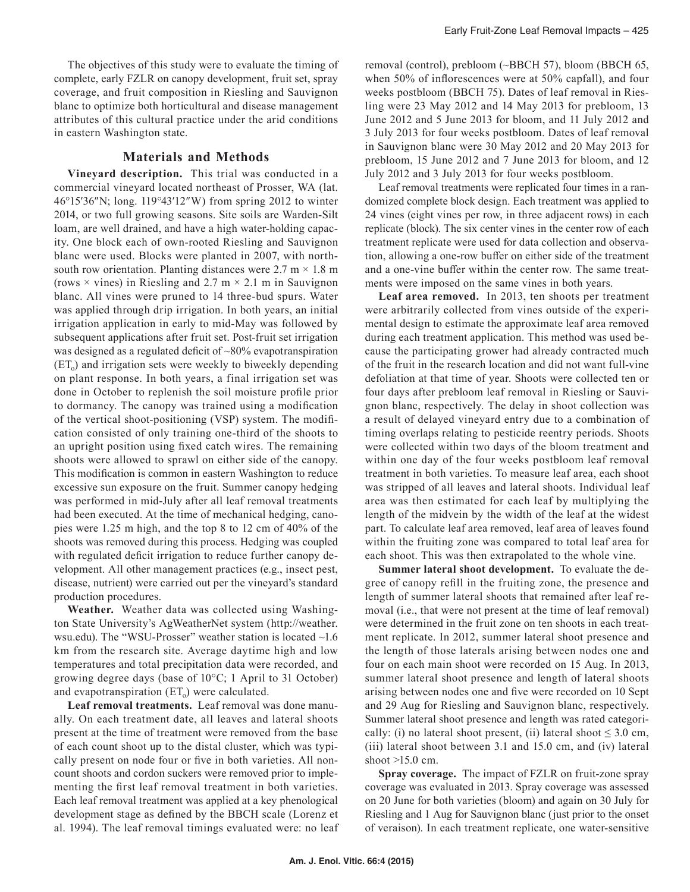The objectives of this study were to evaluate the timing of complete, early FZLR on canopy development, fruit set, spray coverage, and fruit composition in Riesling and Sauvignon blanc to optimize both horticultural and disease management attributes of this cultural practice under the arid conditions in eastern Washington state.

## Materials and Methods

**Vineyard description.** This trial was conducted in a commercial vineyard located northeast of Prosser, WA (lat. 46°15′36″N; long. 119°43′12″W) from spring 2012 to winter 2014, or two full growing seasons. Site soils are Warden-Silt loam, are well drained, and have a high water-holding capacity. One block each of own-rooted Riesling and Sauvignon blanc were used. Blocks were planted in 2007, with north-south row orientation. Planting distances were 2.7 m × 1.8 m (rows × vines) in Riesling and 2.7 m × 2.1 m in Sauvignon blanc. All vines were pruned to 14 three-bud spurs. Water was applied through drip irrigation. In both years, an initial irrigation application in early to mid-May was followed by subsequent applications after fruit set. Post-fruit set irrigation was designed as a regulated deficit of ~80% evapotranspiration ($ET_o$) and irrigation sets were weekly to biweekly depending on plant response. In both years, a final irrigation set was done in October to replenish the soil moisture profile prior to dormancy. The canopy was trained using a modification of the vertical shoot-positioning (VSP) system. The modification consisted of only training one-third of the shoots to an upright position using fixed catch wires. The remaining shoots were allowed to sprawl on either side of the canopy. This modification is common in eastern Washington to reduce excessive sun exposure on the fruit. Summer canopy hedging was performed in mid-July after all leaf removal treatments had been executed. At the time of mechanical hedging, canopies were 1.25 m high, and the top 8 to 12 cm of 40% of the shoots was removed during this process. Hedging was coupled with regulated deficit irrigation to reduce further canopy development. All other management practices (e.g., insect pest, disease, nutrient) were carried out per the vineyard's standard production procedures.

**Weather.** Weather data was collected using Washington State University's AgWeatherNet system (http://weather.wsu.edu). The "WSU-Prosser" weather station is located ~1.6 km from the research site. Average daytime high and low temperatures and total precipitation data were recorded, and growing degree days (base of 10°C; 1 April to 31 October) and evapotranspiration ($ET_o$) were calculated.

**Leaf removal treatments.** Leaf removal was done manually. On each treatment date, all leaves and lateral shoots present at the time of treatment were removed from the base of each count shoot up to the distal cluster, which was typically present on node four or five in both varieties. All noncount shoots and cordon suckers were removed prior to implementing the first leaf removal treatment in both varieties. Each leaf removal treatment was applied at a key phenological development stage as defined by the BBCH scale (Lorenz et al. 1994). The leaf removal timings evaluated were: no leaf removal (control), prebloom (~BBCH 57), bloom (BBCH 65, when 50% of inflorescences were at 50% capfall), and four weeks postbloom (BBCH 75). Dates of leaf removal in Riesling were 23 May 2012 and 14 May 2013 for prebloom, 13 June 2012 and 5 June 2013 for bloom, and 11 July 2012 and 3 July 2013 for four weeks postbloom. Dates of leaf removal in Sauvignon blanc were 30 May 2012 and 20 May 2013 for prebloom, 15 June 2012 and 7 June 2013 for bloom, and 12 July 2012 and 3 July 2013 for four weeks postbloom.

Leaf removal treatments were replicated four times in a randomized complete block design. Each treatment was applied to 24 vines (eight vines per row, in three adjacent rows) in each replicate (block). The six center vines in the center row of each treatment replicate were used for data collection and observation, allowing a one-row buffer on either side of the treatment and a one-vine buffer within the center row. The same treatments were imposed on the same vines in both years.

**Leaf area removed.** In 2013, ten shoots per treatment were arbitrarily collected from vines outside of the experimental design to estimate the approximate leaf area removed during each treatment application. This method was used because the participating grower had already contracted much of the fruit in the research location and did not want full-vine defoliation at that time of year. Shoots were collected ten or four days after prebloom leaf removal in Riesling or Sauvignon blanc, respectively. The delay in shoot collection was a result of delayed vineyard entry due to a combination of timing overlaps relating to pesticide reentry periods. Shoots were collected within two days of the bloom treatment and within one day of the four weeks postbloom leaf removal treatment in both varieties. To measure leaf area, each shoot was stripped of all leaves and lateral shoots. Individual leaf area was then estimated for each leaf by multiplying the length of the midvein by the width of the leaf at the widest part. To calculate leaf area removed, leaf area of leaves found within the fruiting zone was compared to total leaf area for each shoot. This was then extrapolated to the whole vine.

**Summer lateral shoot development.** To evaluate the degree of canopy refill in the fruiting zone, the presence and length of summer lateral shoots that remained after leaf removal (i.e., that were not present at the time of leaf removal) were determined in the fruit zone on ten shoots in each treatment replicate. In 2012, summer lateral shoot presence and the length of those laterals arising between nodes one and four on each main shoot were recorded on 15 Aug. In 2013, summer lateral shoot presence and length of lateral shoots arising between nodes one and five were recorded on 10 Sept and 29 Aug for Riesling and Sauvignon blanc, respectively. Summer lateral shoot presence and length was rated categorically: (i) no lateral shoot present, (ii) lateral shoot ≤ 3.0 cm, (iii) lateral shoot between 3.1 and 15.0 cm, and (iv) lateral shoot >15.0 cm.

**Spray coverage.** The impact of FZLR on fruit-zone spray coverage was evaluated in 2013. Spray coverage was assessed on 20 June for both varieties (bloom) and again on 30 July for Riesling and 1 Aug for Sauvignon blanc (just prior to the onset of veraison). In each treatment replicate, one water-sensitive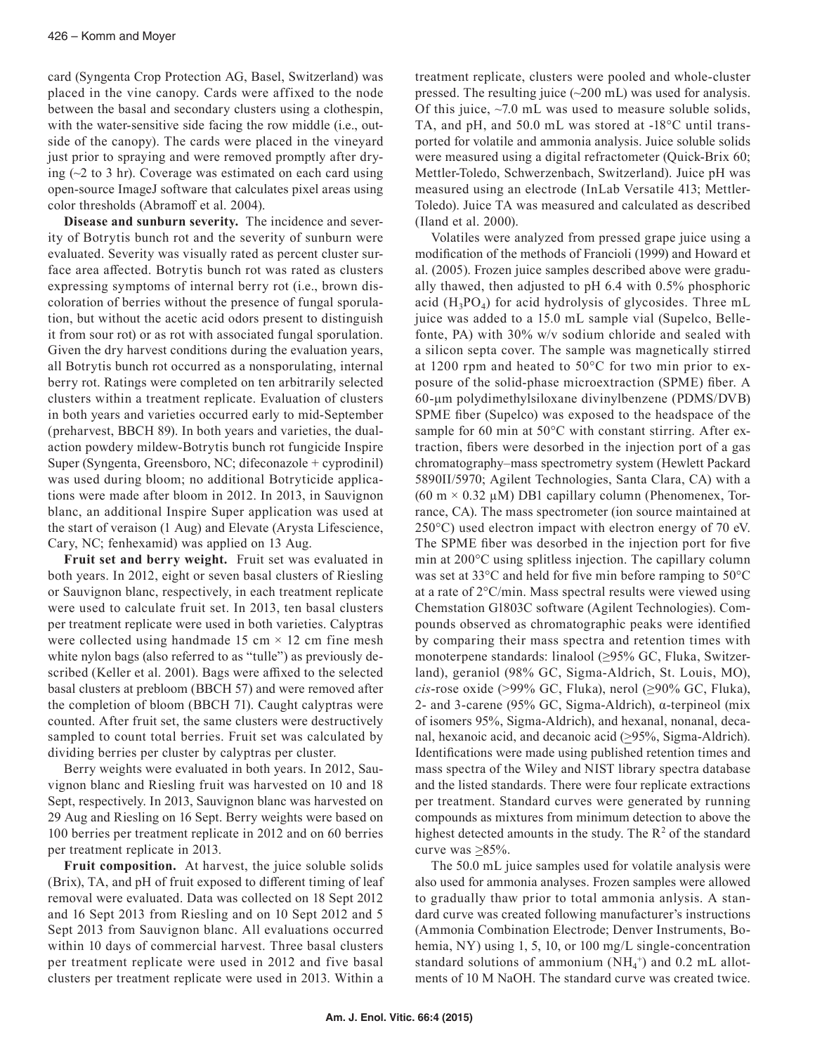card (Syngenta Crop Protection AG, Basel, Switzerland) was placed in the vine canopy. Cards were affixed to the node between the basal and secondary clusters using a clothespin, with the water-sensitive side facing the row middle (i.e., outside of the canopy). The cards were placed in the vineyard just prior to spraying and were removed promptly after drying (~2 to 3 hr). Coverage was estimated on each card using open-source ImageJ software that calculates pixel areas using color thresholds (Abramoff et al. 2004).

**Disease and sunburn severity.** The incidence and severity of Botrytis bunch rot and the severity of sunburn were evaluated. Severity was visually rated as percent cluster surface area affected. Botrytis bunch rot was rated as clusters expressing symptoms of internal berry rot (i.e., brown discoloration of berries without the presence of fungal sporulation, but without the acetic acid odors present to distinguish it from sour rot) or as rot with associated fungal sporulation. Given the dry harvest conditions during the evaluation years, all Botrytis bunch rot occurred as a nonsporulating, internal berry rot. Ratings were completed on ten arbitrarily selected clusters within a treatment replicate. Evaluation of clusters in both years and varieties occurred early to mid-September (preharvest, BBCH 89). In both years and varieties, the dual-action powdery mildew-Botrytis bunch rot fungicide Inspire Super (Syngenta, Greensboro, NC; difeconazole + cyprodinil) was used during bloom; no additional Botryticide applications were made after bloom in 2012. In 2013, in Sauvignon blanc, an additional Inspire Super application was used at the start of veraison (1 Aug) and Elevate (Arysta Lifescience, Cary, NC; fenhexamid) was applied on 13 Aug.

**Fruit set and berry weight.** Fruit set was evaluated in both years. In 2012, eight or seven basal clusters of Riesling or Sauvignon blanc, respectively, in each treatment replicate were used to calculate fruit set. In 2013, ten basal clusters per treatment replicate were used in both varieties. Calyptras were collected using handmade 15 cm × 12 cm fine mesh white nylon bags (also referred to as "tulle") as previously described (Keller et al. 2001). Bags were affixed to the selected basal clusters at prebloom (BBCH 57) and were removed after the completion of bloom (BBCH 71). Caught calyptras were counted. After fruit set, the same clusters were destructively sampled to count total berries. Fruit set was calculated by dividing berries per cluster by calyptras per cluster.

Berry weights were evaluated in both years. In 2012, Sauvignon blanc and Riesling fruit was harvested on 10 and 18 Sept, respectively. In 2013, Sauvignon blanc was harvested on 29 Aug and Riesling on 16 Sept. Berry weights were based on 100 berries per treatment replicate in 2012 and on 60 berries per treatment replicate in 2013.

**Fruit composition.** At harvest, the juice soluble solids (Brix), TA, and pH of fruit exposed to different timing of leaf removal were evaluated. Data was collected on 18 Sept 2012 and 16 Sept 2013 from Riesling and on 10 Sept 2012 and 5 Sept 2013 from Sauvignon blanc. All evaluations occurred within 10 days of commercial harvest. Three basal clusters per treatment replicate were used in 2012 and five basal clusters per treatment replicate were used in 2013. Within a treatment replicate, clusters were pooled and whole-cluster pressed. The resulting juice (~200 mL) was used for analysis. Of this juice, ~7.0 mL was used to measure soluble solids, TA, and pH, and 50.0 mL was stored at -18°C until transported for volatile and ammonia analysis. Juice soluble solids were measured using a digital refractometer (Quick-Brix 60; Mettler-Toledo, Schwerzenbach, Switzerland). Juice pH was measured using an electrode (InLab Versatile 413; Mettler-Toledo). Juice TA was measured and calculated as described (Iland et al. 2000).

Volatiles were analyzed from pressed grape juice using a modification of the methods of Franciolі (1999) and Howard et al. (2005). Frozen juice samples described above were gradually thawed, then adjusted to pH 6.4 with 0.5% phosphoric acid ($H_3PO_4$) for acid hydrolysis of glycosides. Three mL juice was added to a 15.0 mL sample vial (Supelco, Bellefonte, PA) with 30% w/v sodium chloride and sealed with a silicon septa cover. The sample was magnetically stirred at 1200 rpm and heated to 50°C for two min prior to exposure of the solid-phase microextraction (SPME) fiber. A 60-μm polydimethylsiloxane divinylbenzene (PDMS/DVB) SPME fiber (Supelco) was exposed to the headspace of the sample for 60 min at 50°C with constant stirring. After extraction, fibers were desorbed in the injection port of a gas chromatography–mass spectrometry system (Hewlett Packard 5890II/5970; Agilent Technologies, Santa Clara, CA) with a (60 m × 0.32 μM) DB1 capillary column (Phenomenex, Torrance, CA). The mass spectrometer (ion source maintained at 250°C) used electron impact with electron energy of 70 eV. The SPME fiber was desorbed in the injection port for five min at 200°C using splitless injection. The capillary column was set at 33°C and held for five min before ramping to 50°C at a rate of 2°C/min. Mass spectral results were viewed using Chemstation G1803C software (Agilent Technologies). Compounds observed as chromatographic peaks were identified by comparing their mass spectra and retention times with monoterpene standards: linalool (≥95% GC, Fluka, Switzerland), geraniol (98% GC, Sigma-Aldrich, St. Louis, MO), *cis*-rose oxide (>99% GC, Fluka), nerol (≥90% GC, Fluka), 2- and 3-carene (95% GC, Sigma-Aldrich), α-terpineol (mix of isomers 95%, Sigma-Aldrich), and hexanal, nonanal, decanal, hexanoic acid, and decanoic acid (≥95%, Sigma-Aldrich). Identifications were made using published retention times and mass spectra of the Wiley and NIST library spectra database and the listed standards. There were four replicate extractions per treatment. Standard curves were generated by running compounds as mixtures from minimum detection to above the highest detected amounts in the study. The $R^2$ of the standard curve was ≥85%.

The 50.0 mL juice samples used for volatile analysis were also used for ammonia analyses. Frozen samples were allowed to gradually thaw prior to total ammonia anlysis. A standard curve was created following manufacturer's instructions (Ammonia Combination Electrode; Denver Instruments, Bohemia, NY) using 1, 5, 10, or 100 mg/L single-concentration standard solutions of ammonium ($NH_4^+$) and 0.2 mL allotments of 10 M NaOH. The standard curve was created twice.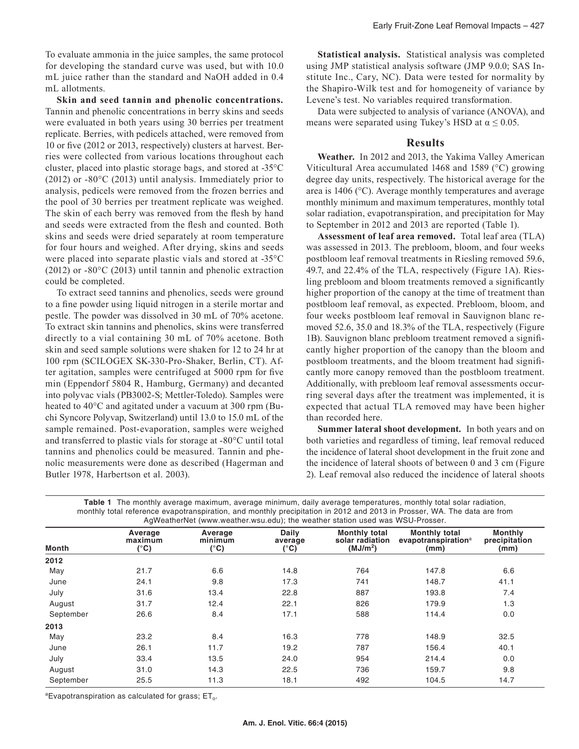To evaluate ammonia in the juice samples, the same protocol for developing the standard curve was used, but with 10.0 mL juice rather than the standard and NaOH added in 0.4 mL allotments.

**Skin and seed tannin and phenolic concentrations.** Tannin and phenolic concentrations in berry skins and seeds were evaluated in both years using 30 berries per treatment replicate. Berries, with pedicels attached, were removed from 10 or five (2012 or 2013, respectively) clusters at harvest. Berries were collected from various locations throughout each cluster, placed into plastic storage bags, and stored at -35°C (2012) or -80°C (2013) until analysis. Immediately prior to analysis, pedicels were removed from the frozen berries and the pool of 30 berries per treatment replicate was weighed. The skin of each berry was removed from the flesh by hand and seeds were extracted from the flesh and counted. Both skins and seeds were dried separately at room temperature for four hours and weighed. After drying, skins and seeds were placed into separate plastic vials and stored at -35°C (2012) or -80°C (2013) until tannin and phenolic extraction could be completed.

To extract seed tannins and phenolics, seeds were ground to a fine powder using liquid nitrogen in a sterile mortar and pestle. The powder was dissolved in 30 mL of 70% acetone. To extract skin tannins and phenolics, skins were transferred directly to a vial containing 30 mL of 70% acetone. Both skin and seed sample solutions were shaken for 12 to 24 hr at 100 rpm (SCILOGEX SK-330-Pro-Shaker, Berlin, CT). After agitation, samples were centrifuged at 5000 rpm for five min (Eppendorf 5804 R, Hamburg, Germany) and decanted into polyvac vials (PB3002-S; Mettler-Toledo). Samples were heated to 40°C and agitated under a vacuum at 300 rpm (Buchi Syncore Polyvap, Switzerland) until 13.0 to 15.0 mL of the sample remained. Post-evaporation, samples were weighed and transferred to plastic vials for storage at -80°C until total tannins and phenolics could be measured. Tannin and phenolic measurements were done as described (Hagerman and Butler 1978, Harbertson et al. 2003).

**Statistical analysis.** Statistical analysis was completed using JMP statistical analysis software (JMP 9.0.0; SAS Institute Inc., Cary, NC). Data were tested for normality by the Shapiro-Wilk test and for homogeneity of variance by Levene's test. No variables required transformation.

Data were subjected to analysis of variance (ANOVA), and means were separated using Tukey's HSD at $\alpha \leq 0.05$.

## Results

**Weather.** In 2012 and 2013, the Yakima Valley American Viticultural Area accumulated 1468 and 1589 (°C) growing degree day units, respectively. The historical average for the area is 1406 (°C). Average monthly temperatures and average monthly minimum and maximum temperatures, monthly total solar radiation, evapotranspiration, and precipitation for May to September in 2012 and 2013 are reported (Table 1).

**Assessment of leaf area removed.** Total leaf area (TLA) was assessed in 2013. The prebloom, bloom, and four weeks postbloom leaf removal treatments in Riesling removed 59.6, 49.7, and 22.4% of the TLA, respectively (Figure 1A). Riesling prebloom and bloom treatments removed a significantly higher proportion of the canopy at the time of treatment than postbloom leaf removal, as expected. Prebloom, bloom, and four weeks postbloom leaf removal in Sauvignon blanc removed 52.6, 35.0 and 18.3% of the TLA, respectively (Figure 1B). Sauvignon blanc prebloom treatment removed a significantly higher proportion of the canopy than the bloom and postbloom treatments, and the bloom treatment had significantly more canopy removed than the postbloom treatment. Additionally, with prebloom leaf removal assessments occurring several days after the treatment was implemented, it is expected that actual TLA removed may have been higher than recorded here.

**Summer lateral shoot development.** In both years and on both varieties and regardless of timing, leaf removal reduced the incidence of lateral shoot development in the fruit zone and the incidence of lateral shoots of between 0 and 3 cm (Figure 2). Leaf removal also reduced the incidence of lateral shoots

**Table 1** The monthly average maximum, average minimum, daily average temperatures, monthly total solar radiation, monthly total reference evapotranspiration, and monthly precipitation in 2012 and 2013 in Prosser, WA. The data are from AgWeatherNet (www.weather.wsu.edu); the weather station used was WSU-Prosser.

| Month | Average maximum (°C) | Average minimum (°C) | Daily average (°C) | Monthly total solar radiation (MJ/m$^2$) | Monthly total evapotranspiration[a] (mm) | Monthly precipitation (mm) |
|---|---|---|---|---|---|---|
| **2012** | | | | | | |
| May | 21.7 | 6.6 | 14.8 | 764 | 147.8 | 6.6 |
| June | 24.1 | 9.8 | 17.3 | 741 | 148.7 | 41.1 |
| July | 31.6 | 13.4 | 22.8 | 887 | 193.8 | 7.4 |
| August | 31.7 | 12.4 | 22.1 | 826 | 179.9 | 1.3 |
| September | 26.6 | 8.4 | 17.1 | 588 | 114.4 | 0.0 |
| **2013** | | | | | | |
| May | 23.2 | 8.4 | 16.3 | 778 | 148.9 | 32.5 |
| June | 26.1 | 11.7 | 19.2 | 787 | 156.4 | 40.1 |
| July | 33.4 | 13.5 | 24.0 | 954 | 214.4 | 0.0 |
| August | 31.0 | 14.3 | 22.5 | 736 | 159.7 | 9.8 |
| September | 25.5 | 11.3 | 18.1 | 492 | 104.5 | 14.7 |

[a]Evapotranspiration as calculated for grass; $ET_o$.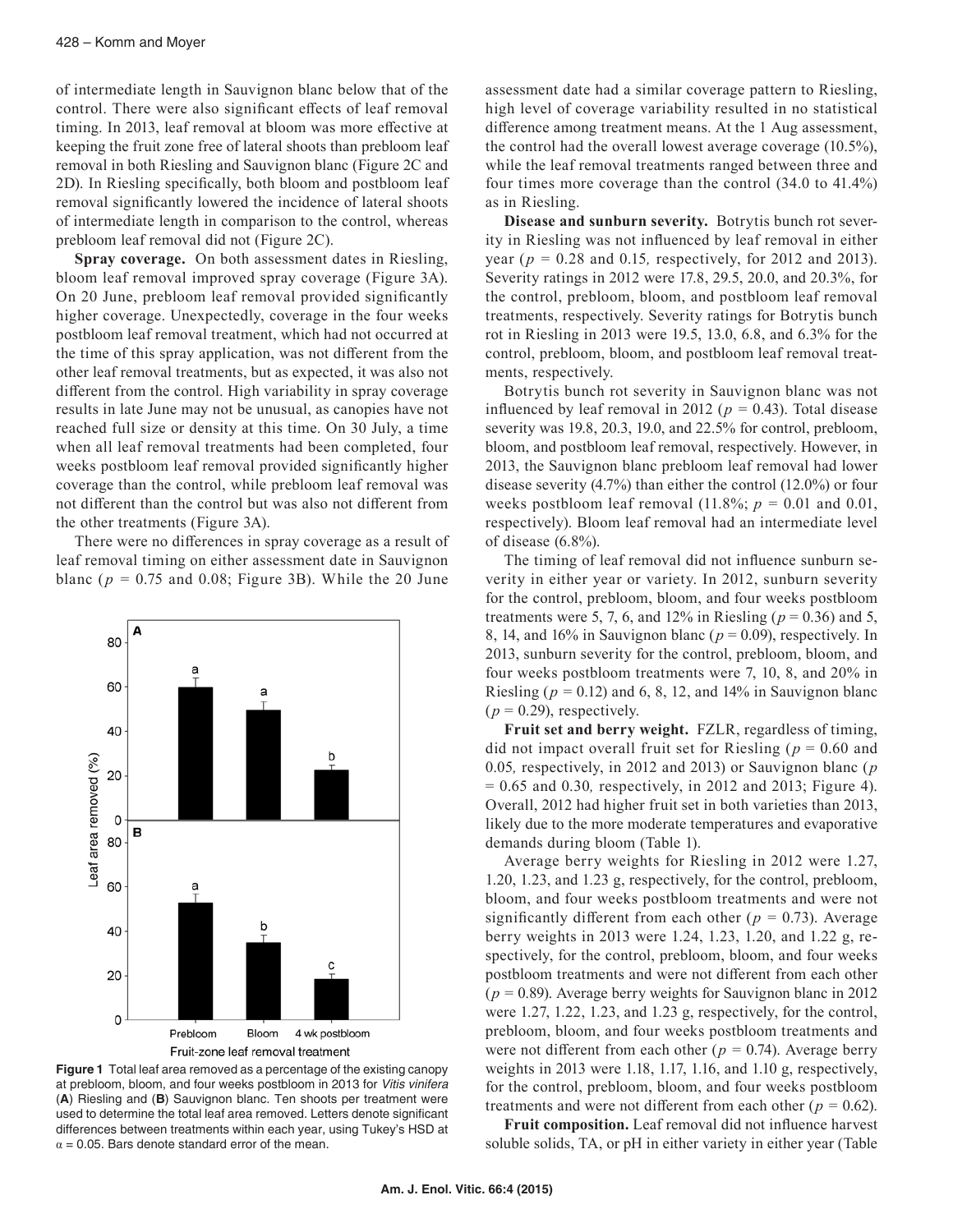of intermediate length in Sauvignon blanc below that of the control. There were also significant effects of leaf removal timing. In 2013, leaf removal at bloom was more effective at keeping the fruit zone free of lateral shoots than prebloom leaf removal in both Riesling and Sauvignon blanc (Figure 2C and 2D). In Riesling specifically, both bloom and postbloom leaf removal significantly lowered the incidence of lateral shoots of intermediate length in comparison to the control, whereas prebloom leaf removal did not (Figure 2C).

**Spray coverage.** On both assessment dates in Riesling, bloom leaf removal improved spray coverage (Figure 3A). On 20 June, prebloom leaf removal provided significantly higher coverage. Unexpectedly, coverage in the four weeks postbloom leaf removal treatment, which had not occurred at the time of this spray application, was not different from the other leaf removal treatments, but as expected, it was also not different from the control. High variability in spray coverage results in late June may not be unusual, as canopies have not reached full size or density at this time. On 30 July, a time when all leaf removal treatments had been completed, four weeks postbloom leaf removal provided significantly higher coverage than the control, while prebloom leaf removal was not different than the control but was also not different from the other treatments (Figure 3A).

There were no differences in spray coverage as a result of leaf removal timing on either assessment date in Sauvignon blanc ($p$ = 0.75 and 0.08; Figure 3B). While the 20 June assessment date had a similar coverage pattern to Riesling, high level of coverage variability resulted in no statistical difference among treatment means. At the 1 Aug assessment, the control had the overall lowest average coverage (10.5%), while the leaf removal treatments ranged between three and four times more coverage than the control (34.0 to 41.4%) as in Riesling.

**Figure 1** Total leaf area removed as a percentage of the existing canopy at prebloom, bloom, and four weeks postbloom in 2013 for *Vitis vinifera* (**A**) Riesling and (**B**) Sauvignon blanc. Ten shoots per treatment were used to determine the total leaf area removed. Letters denote significant differences between treatments within each year, using Tukey's HSD at $\alpha$ = 0.05. Bars denote standard error of the mean.

**Disease and sunburn severity.** Botrytis bunch rot severity in Riesling was not influenced by leaf removal in either year ($p$ = 0.28 and 0.15*,* respectively, for 2012 and 2013). Severity ratings in 2012 were 17.8, 29.5, 20.0, and 20.3%, for the control, prebloom, bloom, and postbloom leaf removal treatments, respectively. Severity ratings for Botrytis bunch rot in Riesling in 2013 were 19.5, 13.0, 6.8, and 6.3% for the control, prebloom, bloom, and postbloom leaf removal treatments, respectively.

Botrytis bunch rot severity in Sauvignon blanc was not influenced by leaf removal in 2012 ($p$ = 0.43). Total disease severity was 19.8, 20.3, 19.0, and 22.5% for control, prebloom, bloom, and postbloom leaf removal, respectively. However, in 2013, the Sauvignon blanc prebloom leaf removal had lower disease severity (4.7%) than either the control (12.0%) or four weeks postbloom leaf removal (11.8%; $p$ = 0.01 and 0.01, respectively). Bloom leaf removal had an intermediate level of disease (6.8%).

The timing of leaf removal did not influence sunburn severity in either year or variety. In 2012, sunburn severity for the control, prebloom, bloom, and four weeks postbloom treatments were 5, 7, 6, and 12% in Riesling ($p$ = 0.36) and 5, 8, 14, and 16% in Sauvignon blanc ($p$ = 0.09), respectively. In 2013, sunburn severity for the control, prebloom, bloom, and four weeks postbloom treatments were 7, 10, 8, and 20% in Riesling ($p$ = 0.12) and 6, 8, 12, and 14% in Sauvignon blanc ($p$ = 0.29), respectively.

**Fruit set and berry weight.** FZLR, regardless of timing, did not impact overall fruit set for Riesling ($p$ = 0.60 and 0.05*,* respectively, in 2012 and 2013) or Sauvignon blanc ($p$ = 0.65 and 0.30*,* respectively, in 2012 and 2013; Figure 4). Overall, 2012 had higher fruit set in both varieties than 2013, likely due to the more moderate temperatures and evaporative demands during bloom (Table 1).

Average berry weights for Riesling in 2012 were 1.27, 1.20, 1.23, and 1.23 g, respectively, for the control, prebloom, bloom, and four weeks postbloom treatments and were not significantly different from each other ($p$ = 0.73). Average berry weights in 2013 were 1.24, 1.23, 1.20, and 1.22 g, respectively, for the control, prebloom, bloom, and four weeks postbloom treatments and were not different from each other ($p$ = 0.89). Average berry weights for Sauvignon blanc in 2012 were 1.27, 1.22, 1.23, and 1.23 g, respectively, for the control, prebloom, bloom, and four weeks postbloom treatments and were not different from each other ($p$ = 0.74). Average berry weights in 2013 were 1.18, 1.17, 1.16, and 1.10 g, respectively, for the control, prebloom, bloom, and four weeks postbloom treatments and were not different from each other ($p$ = 0.62).

**Fruit composition.** Leaf removal did not influence harvest soluble solids, TA, or pH in either variety in either year (Table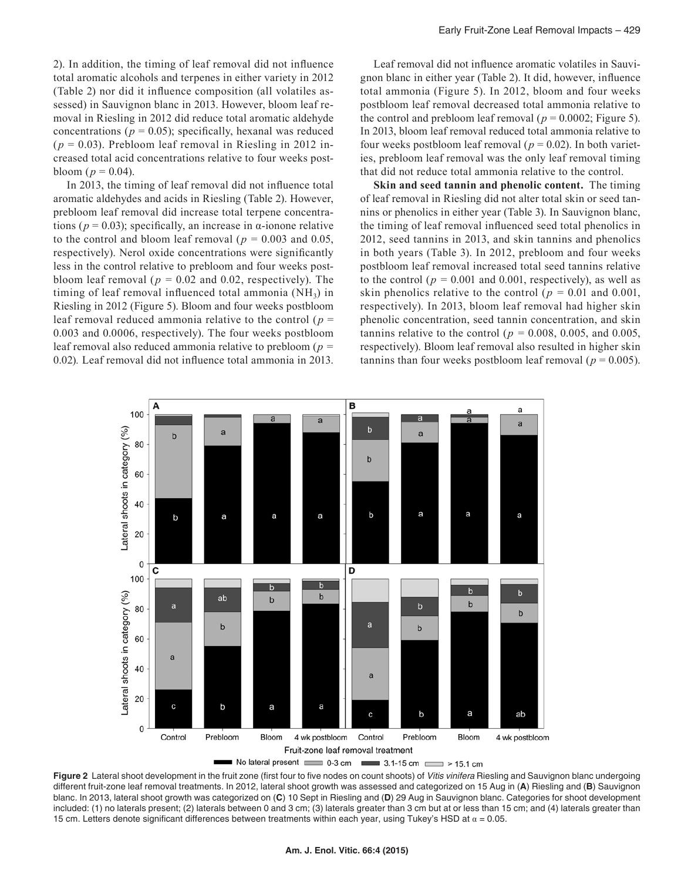2). In addition, the timing of leaf removal did not influence total aromatic alcohols and terpenes in either variety in 2012 (Table 2) nor did it influence composition (all volatiles assessed) in Sauvignon blanc in 2013. However, bloom leaf removal in Riesling in 2012 did reduce total aromatic aldehyde concentrations ($p = 0.05$); specifically, hexanal was reduced ($p = 0.03$). Prebloom leaf removal in Riesling in 2012 increased total acid concentrations relative to four weeks postbloom ($p = 0.04$).

In 2013, the timing of leaf removal did not influence total aromatic aldehydes and acids in Riesling (Table 2). However, prebloom leaf removal did increase total terpene concentrations ($p = 0.03$); specifically, an increase in α-ionone relative to the control and bloom leaf removal ($p = 0.003$ and 0.05, respectively). Nerol oxide concentrations were significantly less in the control relative to prebloom and four weeks postbloom leaf removal ($p = 0.02$ and 0.02, respectively). The timing of leaf removal influenced total ammonia ($NH_3$) in Riesling in 2012 (Figure 5). Bloom and four weeks postbloom leaf removal reduced ammonia relative to the control ($p = 0.003$ and 0.0006, respectively). The four weeks postbloom leaf removal also reduced ammonia relative to prebloom ($p = 0.02$). Leaf removal did not influence total ammonia in 2013.

Leaf removal did not influence aromatic volatiles in Sauvignon blanc in either year (Table 2). It did, however, influence total ammonia (Figure 5). In 2012, bloom and four weeks postbloom leaf removal decreased total ammonia relative to the control and prebloom leaf removal ($p = 0.0002$; Figure 5). In 2013, bloom leaf removal reduced total ammonia relative to four weeks postbloom leaf removal ($p = 0.02$). In both varieties, prebloom leaf removal was the only leaf removal timing that did not reduce total ammonia relative to the control.

**Skin and seed tannin and phenolic content.** The timing of leaf removal in Riesling did not alter total skin or seed tannins or phenolics in either year (Table 3). In Sauvignon blanc, the timing of leaf removal influenced seed total phenolics in 2012, seed tannins in 2013, and skin tannins and phenolics in both years (Table 3). In 2012, prebloom and four weeks postbloom leaf removal increased total seed tannins relative to the control ($p = 0.001$ and 0.001, respectively), as well as skin phenolics relative to the control ($p = 0.01$ and 0.001, respectively). In 2013, bloom leaf removal had higher skin phenolic concentration, seed tannin concentration, and skin tannins relative to the control ($p = 0.008$, 0.005, and 0.005, respectively). Bloom leaf removal also resulted in higher skin tannins than four weeks postbloom leaf removal ($p = 0.005$).

**Figure 2** Lateral shoot development in the fruit zone (first four to five nodes on count shoots) of *Vitis vinifera* Riesling and Sauvignon blanc undergoing different fruit-zone leaf removal treatments. In 2012, lateral shoot growth was assessed and categorized on 15 Aug in (**A**) Riesling and (**B**) Sauvignon blanc. In 2013, lateral shoot growth was categorized on (**C**) 10 Sept in Riesling and (**D**) 29 Aug in Sauvignon blanc. Categories for shoot development included: (1) no laterals present; (2) laterals between 0 and 3 cm; (3) laterals greater than 3 cm but at or less than 15 cm; and (4) laterals greater than 15 cm. Letters denote significant differences between treatments within each year, using Tukey's HSD at α = 0.05.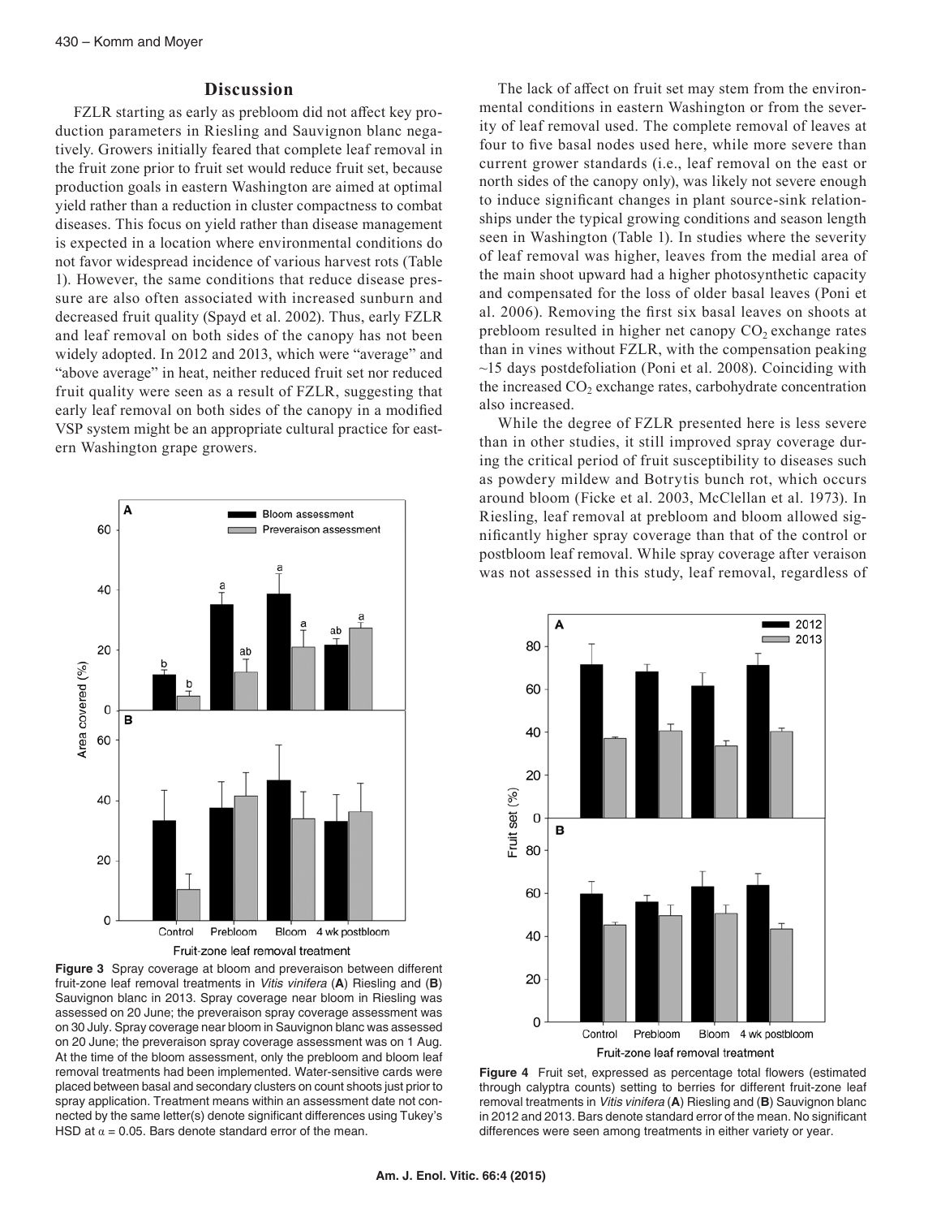## Discussion

FZLR starting as early as prebloom did not affect key production parameters in Riesling and Sauvignon blanc negatively. Growers initially feared that complete leaf removal in the fruit zone prior to fruit set would reduce fruit set, because production goals in eastern Washington are aimed at optimal yield rather than a reduction in cluster compactness to combat diseases. This focus on yield rather than disease management is expected in a location where environmental conditions do not favor widespread incidence of various harvest rots (Table 1). However, the same conditions that reduce disease pressure are also often associated with increased sunburn and decreased fruit quality (Spayd et al. 2002). Thus, early FZLR and leaf removal on both sides of the canopy has not been widely adopted. In 2012 and 2013, which were "average" and "above average" in heat, neither reduced fruit set nor reduced fruit quality were seen as a result of FZLR, suggesting that early leaf removal on both sides of the canopy in a modified VSP system might be an appropriate cultural practice for eastern Washington grape growers.

**Figure 3** Spray coverage at bloom and preveraison between different fruit-zone leaf removal treatments in *Vitis vinifera* (**A**) Riesling and (**B**) Sauvignon blanc in 2013. Spray coverage near bloom in Riesling was assessed on 20 June; the preveraison spray coverage assessment was on 30 July. Spray coverage near bloom in Sauvignon blanc was assessed on 20 June; the preveraison spray coverage assessment was on 1 Aug. At the time of the bloom assessment, only the prebloom and bloom leaf removal treatments had been implemented. Water-sensitive cards were placed between basal and secondary clusters on count shoots just prior to spray application. Treatment means within an assessment date not connected by the same letter(s) denote significant differences using Tukey's HSD at $\alpha = 0.05$. Bars denote standard error of the mean.

The lack of affect on fruit set may stem from the environmental conditions in eastern Washington or from the severity of leaf removal used. The complete removal of leaves at four to five basal nodes used here, while more severe than current grower standards (i.e., leaf removal on the east or north sides of the canopy only), was likely not severe enough to induce significant changes in plant source-sink relationships under the typical growing conditions and season length seen in Washington (Table 1). In studies where the severity of leaf removal was higher, leaves from the medial area of the main shoot upward had a higher photosynthetic capacity and compensated for the loss of older basal leaves (Poni et al. 2006). Removing the first six basal leaves on shoots at prebloom resulted in higher net canopy $CO_2$ exchange rates than in vines without FZLR, with the compensation peaking ~15 days postdefoliation (Poni et al. 2008). Coinciding with the increased $CO_2$ exchange rates, carbohydrate concentration also increased.

While the degree of FZLR presented here is less severe than in other studies, it still improved spray coverage during the critical period of fruit susceptibility to diseases such as powdery mildew and Botrytis bunch rot, which occurs around bloom (Ficke et al. 2003, McClellan et al. 1973). In Riesling, leaf removal at prebloom and bloom allowed significantly higher spray coverage than that of the control or postbloom leaf removal. While spray coverage after veraison was not assessed in this study, leaf removal, regardless of

**Figure 4** Fruit set, expressed as percentage total flowers (estimated through calyptra counts) setting to berries for different fruit-zone leaf removal treatments in *Vitis vinifera* (**A**) Riesling and (**B**) Sauvignon blanc in 2012 and 2013. Bars denote standard error of the mean. No significant differences were seen among treatments in either variety or year.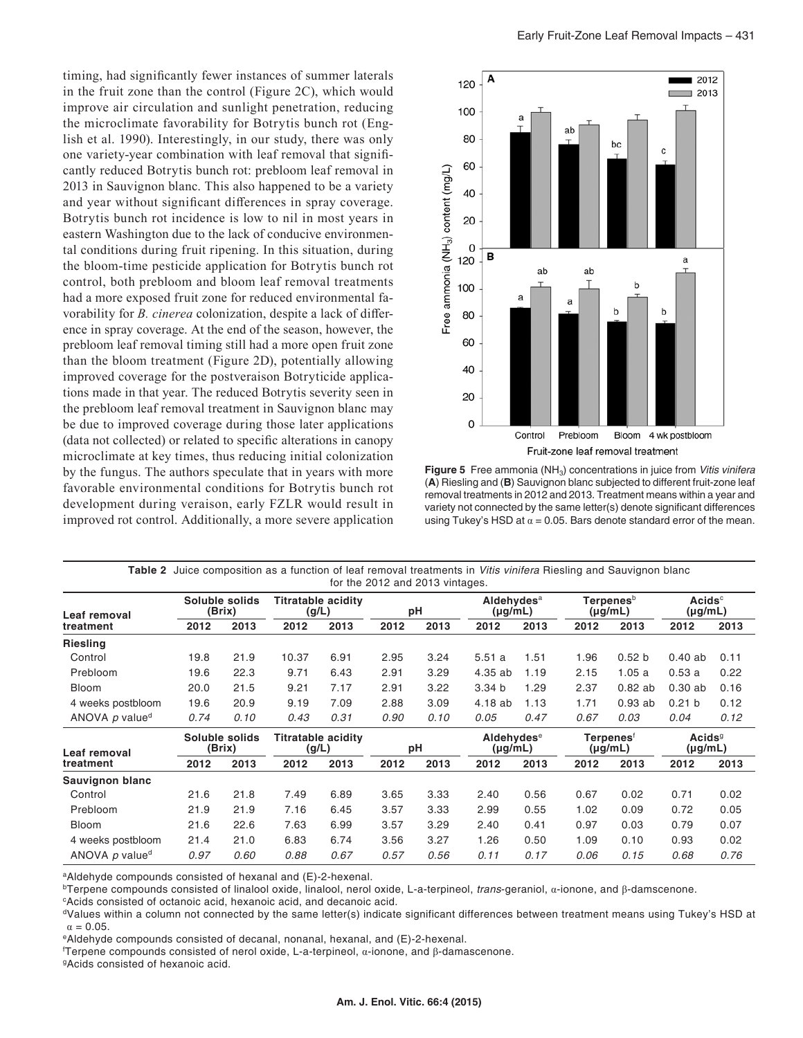timing, had significantly fewer instances of summer laterals in the fruit zone than the control (Figure 2C), which would improve air circulation and sunlight penetration, reducing the microclimate favorability for Botrytis bunch rot (English et al. 1990). Interestingly, in our study, there was only one variety-year combination with leaf removal that significantly reduced Botrytis bunch rot: prebloom leaf removal in 2013 in Sauvignon blanc. This also happened to be a variety and year without significant differences in spray coverage. Botrytis bunch rot incidence is low to nil in most years in eastern Washington due to the lack of conducive environmental conditions during fruit ripening. In this situation, during the bloom-time pesticide application for Botrytis bunch rot control, both prebloom and bloom leaf removal treatments had a more exposed fruit zone for reduced environmental favorability for *B. cinerea* colonization, despite a lack of difference in spray coverage. At the end of the season, however, the prebloom leaf removal timing still had a more open fruit zone than the bloom treatment (Figure 2D), potentially allowing improved coverage for the postveraison Botryticide applications made in that year. The reduced Botrytis severity seen in the prebloom leaf removal treatment in Sauvignon blanc may be due to improved coverage during those later applications (data not collected) or related to specific alterations in canopy microclimate at key times, thus reducing initial colonization by the fungus. The authors speculate that in years with more favorable environmental conditions for Botrytis bunch rot development during veraison, early FZLR would result in improved rot control. Additionally, a more severe application

**Figure 5** Free ammonia ($NH_3$) concentrations in juice from *Vitis vinifera* (**A**) Riesling and (**B**) Sauvignon blanc subjected to different fruit-zone leaf removal treatments in 2012 and 2013. Treatment means within a year and variety not connected by the same letter(s) denote significant differences using Tukey's HSD at $\alpha = 0.05$. Bars denote standard error of the mean.

**Table 2** Juice composition as a function of leaf removal treatments in *Vitis vinifera* Riesling and Sauvignon blanc for the 2012 and 2013 vintages.

| Leaf removal treatment | Soluble solids (Brix) | | Titratable acidity (g/L) | | pH | | Aldehydes[a] (μg/mL) | | Terpenes[b] (μg/mL) | | Acids[c] (μg/mL) | |
|---|---|---|---|---|---|---|---|---|---|---|---|---|
| | 2012 | 2013 | 2012 | 2013 | 2012 | 2013 | 2012 | 2013 | 2012 | 2013 | 2012 | 2013 |
| **Riesling** | | | | | | | | | | | | |
| Control | 19.8 | 21.9 | 10.37 | 6.91 | 2.95 | 3.24 | 5.51 a | 1.51 | 1.96 | 0.52 b | 0.40 ab | 0.11 |
| Prebloom | 19.6 | 22.3 | 9.71 | 6.43 | 2.91 | 3.29 | 4.35 ab | 1.19 | 2.15 | 1.05 a | 0.53 a | 0.22 |
| Bloom | 20.0 | 21.5 | 9.21 | 7.17 | 2.91 | 3.22 | 3.34 b | 1.29 | 2.37 | 0.82 ab | 0.30 ab | 0.16 |
| 4 weeks postbloom | 19.6 | 20.9 | 9.19 | 7.09 | 2.88 | 3.09 | 4.18 ab | 1.13 | 1.71 | 0.93 ab | 0.21 b | 0.12 |
| ANOVA *p* value[d] | *0.74* | *0.10* | *0.43* | *0.31* | *0.90* | *0.10* | *0.05* | *0.47* | *0.67* | *0.03* | *0.04* | *0.12* |
| **Leaf removal treatment** | **Soluble solids (Brix)** | | **Titratable acidity (g/L)** | | **pH** | | **Aldehydes[e] (μg/mL)** | | **Terpenes[f] (μg/mL)** | | **Acids[g] (μg/mL)** | |
| | **2012** | **2013** | **2012** | **2013** | **2012** | **2013** | **2012** | **2013** | **2012** | **2013** | **2012** | **2013** |
| **Sauvignon blanc** | | | | | | | | | | | | |
| Control | 21.6 | 21.8 | 7.49 | 6.89 | 3.65 | 3.33 | 2.40 | 0.56 | 0.67 | 0.02 | 0.71 | 0.02 |
| Prebloom | 21.9 | 21.9 | 7.16 | 6.45 | 3.57 | 3.33 | 2.99 | 0.55 | 1.02 | 0.09 | 0.72 | 0.05 |
| Bloom | 21.6 | 22.6 | 7.63 | 6.99 | 3.57 | 3.29 | 2.40 | 0.41 | 0.97 | 0.03 | 0.79 | 0.07 |
| 4 weeks postbloom | 21.4 | 21.0 | 6.83 | 6.74 | 3.56 | 3.27 | 1.26 | 0.50 | 1.09 | 0.10 | 0.93 | 0.02 |
| ANOVA *p* value[d] | *0.97* | *0.60* | *0.88* | *0.67* | *0.57* | *0.56* | *0.11* | *0.17* | *0.06* | *0.15* | *0.68* | *0.76* |

[a]Aldehyde compounds consisted of hexanal and (E)-2-hexenal.
[b]Terpene compounds consisted of linalool oxide, linalool, nerol oxide, L-a-terpineol, *trans*-geraniol, α-ionone, and β-damscenone.
[c]Acids consisted of octanoic acid, hexanoic acid, and decanoic acid.
[d]Values within a column not connected by the same letter(s) indicate significant differences between treatment means using Tukey's HSD at $\alpha = 0.05$.
[e]Aldehyde compounds consisted of decanal, nonanal, hexanal, and (E)-2-hexenal.
[f]Terpene compounds consisted of nerol oxide, L-a-terpineol, α-ionone, and β-damascenone.
[g]Acids consisted of hexanoic acid.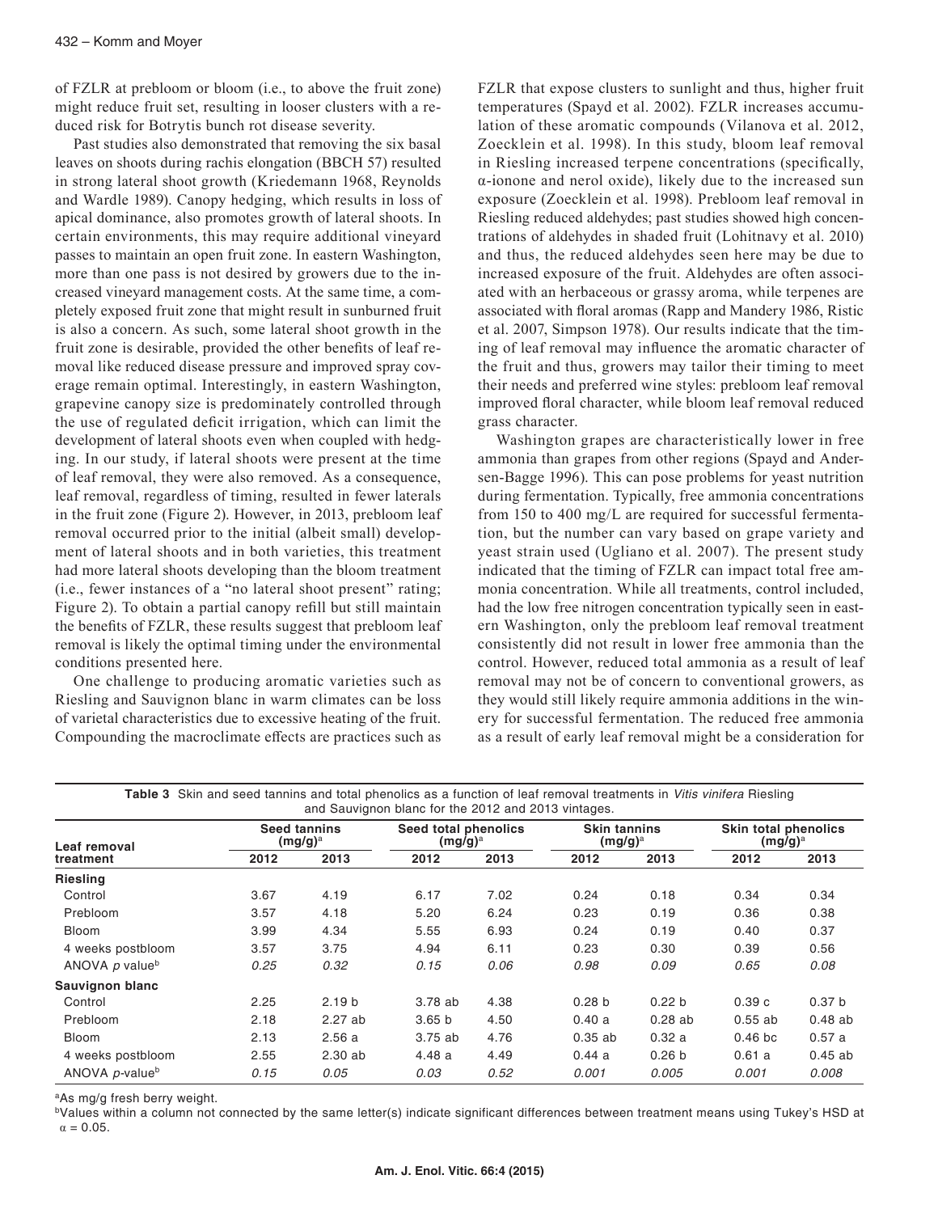of FZLR at prebloom or bloom (i.e., to above the fruit zone) might reduce fruit set, resulting in looser clusters with a reduced risk for Botrytis bunch rot disease severity.

Past studies also demonstrated that removing the six basal leaves on shoots during rachis elongation (BBCH 57) resulted in strong lateral shoot growth (Kriedemann 1968, Reynolds and Wardle 1989). Canopy hedging, which results in loss of apical dominance, also promotes growth of lateral shoots. In certain environments, this may require additional vineyard passes to maintain an open fruit zone. In eastern Washington, more than one pass is not desired by growers due to the increased vineyard management costs. At the same time, a completely exposed fruit zone that might result in sunburned fruit is also a concern. As such, some lateral shoot growth in the fruit zone is desirable, provided the other benefits of leaf removal like reduced disease pressure and improved spray coverage remain optimal. Interestingly, in eastern Washington, grapevine canopy size is predominately controlled through the use of regulated deficit irrigation, which can limit the development of lateral shoots even when coupled with hedging. In our study, if lateral shoots were present at the time of leaf removal, they were also removed. As a consequence, leaf removal, regardless of timing, resulted in fewer laterals in the fruit zone (Figure 2). However, in 2013, prebloom leaf removal occurred prior to the initial (albeit small) development of lateral shoots and in both varieties, this treatment had more lateral shoots developing than the bloom treatment (i.e., fewer instances of a "no lateral shoot present" rating; Figure 2). To obtain a partial canopy refill but still maintain the benefits of FZLR, these results suggest that prebloom leaf removal is likely the optimal timing under the environmental conditions presented here.

One challenge to producing aromatic varieties such as Riesling and Sauvignon blanc in warm climates can be loss of varietal characteristics due to excessive heating of the fruit. Compounding the macroclimate effects are practices such as FZLR that expose clusters to sunlight and thus, higher fruit temperatures (Spayd et al. 2002). FZLR increases accumulation of these aromatic compounds (Vilanova et al. 2012, Zoecklein et al. 1998). In this study, bloom leaf removal in Riesling increased terpene concentrations (specifically, α-ionone and nerol oxide), likely due to the increased sun exposure (Zoecklein et al. 1998). Prebloom leaf removal in Riesling reduced aldehydes; past studies showed high concentrations of aldehydes in shaded fruit (Lohitnavy et al. 2010) and thus, the reduced aldehydes seen here may be due to increased exposure of the fruit. Aldehydes are often associated with an herbaceous or grassy aroma, while terpenes are associated with floral aromas (Rapp and Mandery 1986, Ristic et al. 2007, Simpson 1978). Our results indicate that the timing of leaf removal may influence the aromatic character of the fruit and thus, growers may tailor their timing to meet their needs and preferred wine styles: prebloom leaf removal improved floral character, while bloom leaf removal reduced grass character.

Washington grapes are characteristically lower in free ammonia than grapes from other regions (Spayd and Andersen-Bagge 1996). This can pose problems for yeast nutrition during fermentation. Typically, free ammonia concentrations from 150 to 400 mg/L are required for successful fermentation, but the number can vary based on grape variety and yeast strain used (Ugliano et al. 2007). The present study indicated that the timing of FZLR can impact total free ammonia concentration. While all treatments, control included, had the low free nitrogen concentration typically seen in eastern Washington, only the prebloom leaf removal treatment consistently did not result in lower free ammonia than the control. However, reduced total ammonia as a result of leaf removal may not be of concern to conventional growers, as they would still likely require ammonia additions in the winery for successful fermentation. The reduced free ammonia as a result of early leaf removal might be a consideration for

**Table 3** Skin and seed tannins and total phenolics as a function of leaf removal treatments in *Vitis vinifera* Riesling and Sauvignon blanc for the 2012 and 2013 vintages.

| Leaf removal treatment | Seed tannins (mg/g)[a] | | Seed total phenolics (mg/g)[a] | | Skin tannins (mg/g)[a] | | Skin total phenolics (mg/g)[a] | |
|---|---|---|---|---|---|---|---|---|
| | 2012 | 2013 | 2012 | 2013 | 2012 | 2013 | 2012 | 2013 |
| **Riesling** | | | | | | | | |
| Control | 3.67 | 4.19 | 6.17 | 7.02 | 0.24 | 0.18 | 0.34 | 0.34 |
| Prebloom | 3.57 | 4.18 | 5.20 | 6.24 | 0.23 | 0.19 | 0.36 | 0.38 |
| Bloom | 3.99 | 4.34 | 5.55 | 6.93 | 0.24 | 0.19 | 0.40 | 0.37 |
| 4 weeks postbloom | 3.57 | 3.75 | 4.94 | 6.11 | 0.23 | 0.30 | 0.39 | 0.56 |
| ANOVA *p* value[b] | *0.25* | *0.32* | *0.15* | *0.06* | *0.98* | *0.09* | *0.65* | *0.08* |
| **Sauvignon blanc** | | | | | | | | |
| Control | 2.25 | 2.19 b | 3.78 ab | 4.38 | 0.28 b | 0.22 b | 0.39 c | 0.37 b |
| Prebloom | 2.18 | 2.27 ab | 3.65 b | 4.50 | 0.40 a | 0.28 ab | 0.55 ab | 0.48 ab |
| Bloom | 2.13 | 2.56 a | 3.75 ab | 4.76 | 0.35 ab | 0.32 a | 0.46 bc | 0.57 a |
| 4 weeks postbloom | 2.55 | 2.30 ab | 4.48 a | 4.49 | 0.44 a | 0.26 b | 0.61 a | 0.45 ab |
| ANOVA *p*-value[b] | *0.15* | *0.05* | *0.03* | *0.52* | *0.001* | *0.005* | *0.001* | *0.008* |

[a]As mg/g fresh berry weight.

[b]Values within a column not connected by the same letter(s) indicate significant differences between treatment means using Tukey's HSD at $\alpha = 0.05$.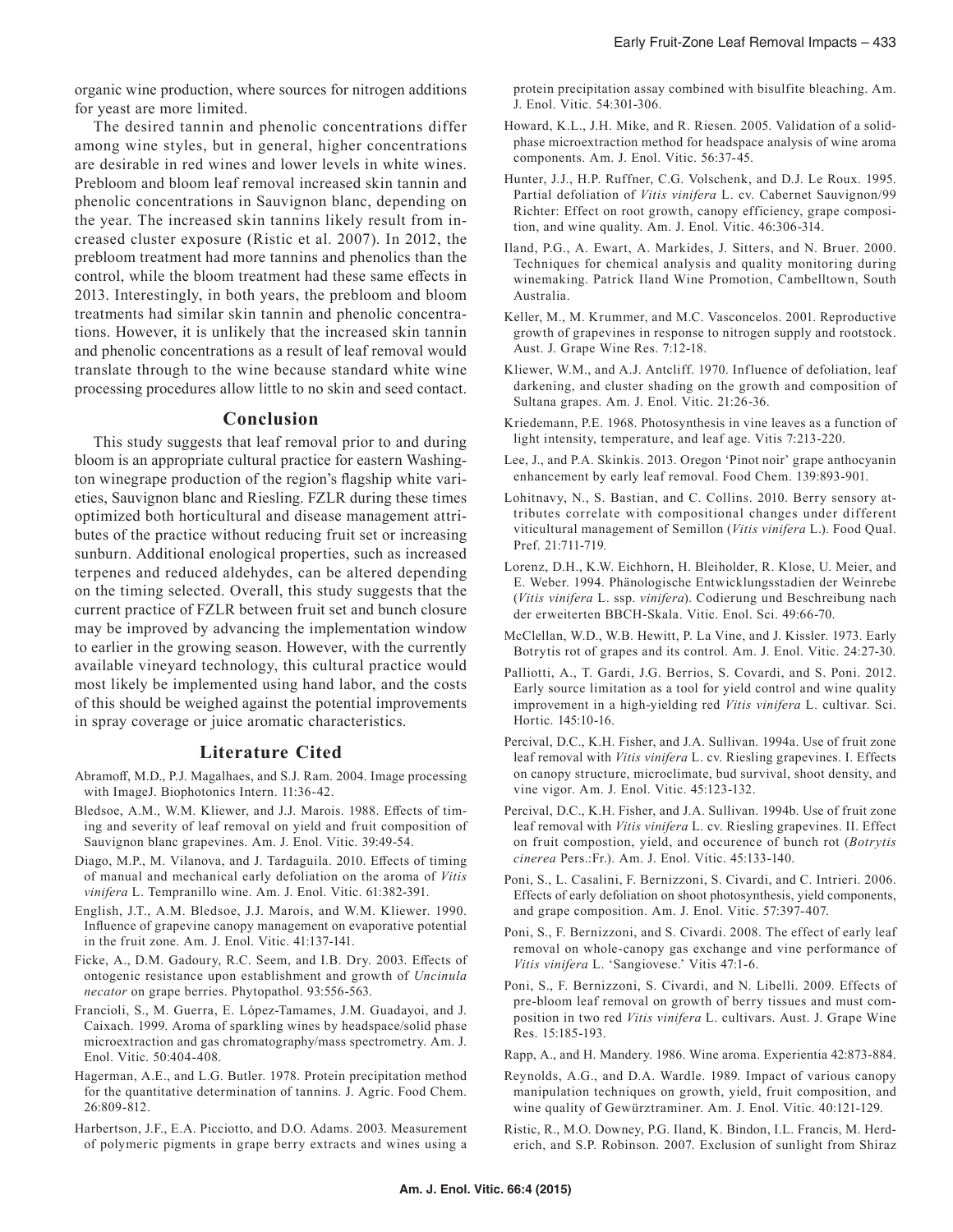organic wine production, where sources for nitrogen additions for yeast are more limited.

The desired tannin and phenolic concentrations differ among wine styles, but in general, higher concentrations are desirable in red wines and lower levels in white wines. Prebloom and bloom leaf removal increased skin tannin and phenolic concentrations in Sauvignon blanc, depending on the year. The increased skin tannins likely result from increased cluster exposure (Ristic et al. 2007). In 2012, the prebloom treatment had more tannins and phenolics than the control, while the bloom treatment had these same effects in 2013. Interestingly, in both years, the prebloom and bloom treatments had similar skin tannin and phenolic concentrations. However, it is unlikely that the increased skin tannin and phenolic concentrations as a result of leaf removal would translate through to the wine because standard white wine processing procedures allow little to no skin and seed contact.

## Conclusion

This study suggests that leaf removal prior to and during bloom is an appropriate cultural practice for eastern Washington winegrape production of the region's flagship white varieties, Sauvignon blanc and Riesling. FZLR during these times optimized both horticultural and disease management attributes of the practice without reducing fruit set or increasing sunburn. Additional enological properties, such as increased terpenes and reduced aldehydes, can be altered depending on the timing selected. Overall, this study suggests that the current practice of FZLR between fruit set and bunch closure may be improved by advancing the implementation window to earlier in the growing season. However, with the currently available vineyard technology, this cultural practice would most likely be implemented using hand labor, and the costs of this should be weighed against the potential improvements in spray coverage or juice aromatic characteristics.

## Literature Cited

Abramoff, M.D., P.J. Magalhaes, and S.J. Ram. 2004. Image processing with ImageJ. Biophotonics Intern. 11:36-42.

Bledsoe, A.M., W.M. Kliewer, and J.J. Marois. 1988. Effects of timing and severity of leaf removal on yield and fruit composition of Sauvignon blanc grapevines. Am. J. Enol. Vitic. 39:49-54.

Diago, M.P., M. Vilanova, and J. Tardaguila. 2010. Effects of timing of manual and mechanical early defoliation on the aroma of *Vitis vinifera* L. Tempranillo wine. Am. J. Enol. Vitic. 61:382-391.

English, J.T., A.M. Bledsoe, J.J. Marois, and W.M. Kliewer. 1990. Influence of grapevine canopy management on evaporative potential in the fruit zone. Am. J. Enol. Vitic. 41:137-141.

Ficke, A., D.M. Gadoury, R.C. Seem, and I.B. Dry. 2003. Effects of ontogenic resistance upon establishment and growth of *Uncinula necator* on grape berries. Phytopathol. 93:556-563.

Francioli, S., M. Guerra, E. López-Tamames, J.M. Guadayoi, and J. Caixach. 1999. Aroma of sparkling wines by headspace/solid phase microextraction and gas chromatography/mass spectrometry. Am. J. Enol. Vitic. 50:404-408.

Hagerman, A.E., and L.G. Butler. 1978. Protein precipitation method for the quantitative determination of tannins. J. Agric. Food Chem. 26:809-812.

Harbertson, J.F., E.A. Picciotto, and D.O. Adams. 2003. Measurement of polymeric pigments in grape berry extracts and wines using a protein precipitation assay combined with bisulfite bleaching. Am. J. Enol. Vitic. 54:301-306.

Howard, K.L., J.H. Mike, and R. Riesen. 2005. Validation of a solid-phase microextraction method for headspace analysis of wine aroma components. Am. J. Enol. Vitic. 56:37-45.

Hunter, J.J., H.P. Ruffner, C.G. Volschenk, and D.J. Le Roux. 1995. Partial defoliation of *Vitis vinifera* L. cv. Cabernet Sauvignon/99 Richter: Effect on root growth, canopy efficiency, grape composition, and wine quality. Am. J. Enol. Vitic. 46:306-314.

Iland, P.G., A. Ewart, A. Markides, J. Sitters, and N. Bruer. 2000. Techniques for chemical analysis and quality monitoring during winemaking. Patrick Iland Wine Promotion, Cambelltown, South Australia.

Keller, M., M. Krummer, and M.C. Vasconcelos. 2001. Reproductive growth of grapevines in response to nitrogen supply and rootstock. Aust. J. Grape Wine Res. 7:12-18.

Kliewer, W.M., and A.J. Antcliff. 1970. Influence of defoliation, leaf darkening, and cluster shading on the growth and composition of Sultana grapes. Am. J. Enol. Vitic. 21:26-36.

Kriedemann, P.E. 1968. Photosynthesis in vine leaves as a function of light intensity, temperature, and leaf age. Vitis 7:213-220.

Lee, J., and P.A. Skinkis. 2013. Oregon 'Pinot noir' grape anthocyanin enhancement by early leaf removal. Food Chem. 139:893-901.

Lohitnavy, N., S. Bastian, and C. Collins. 2010. Berry sensory attributes correlate with compositional changes under different viticultural management of Semillon (*Vitis vinifera* L.). Food Qual. Pref. 21:711-719.

Lorenz, D.H., K.W. Eichhorn, H. Bleiholder, R. Klose, U. Meier, and E. Weber. 1994. Phänologische Entwicklungsstadien der Weinrebe (*Vitis vinifera* L. ssp. *vinifera*). Codierung und Beschreibung nach der erweiterten BBCH-Skala. Vitic. Enol. Sci. 49:66-70.

McClellan, W.D., W.B. Hewitt, P. La Vine, and J. Kissler. 1973. Early Botrytis rot of grapes and its control. Am. J. Enol. Vitic. 24:27-30.

Palliotti, A., T. Gardi, J.G. Berrios, S. Covardi, and S. Poni. 2012. Early source limitation as a tool for yield control and wine quality improvement in a high-yielding red *Vitis vinifera* L. cultivar. Sci. Hortic. 145:10-16.

Percival, D.C., K.H. Fisher, and J.A. Sullivan. 1994a. Use of fruit zone leaf removal with *Vitis vinifera* L. cv. Riesling grapevines. I. Effects on canopy structure, microclimate, bud survival, shoot density, and vine vigor. Am. J. Enol. Vitic. 45:123-132.

Percival, D.C., K.H. Fisher, and J.A. Sullivan. 1994b. Use of fruit zone leaf removal with *Vitis vinifera* L. cv. Riesling grapevines. II. Effect on fruit compostion, yield, and occurence of bunch rot (*Botrytis cinerea* Pers.:Fr.). Am. J. Enol. Vitic. 45:133-140.

Poni, S., L. Casalini, F. Bernizzoni, S. Civardi, and C. Intrieri. 2006. Effects of early defoliation on shoot photosynthesis, yield components, and grape composition. Am. J. Enol. Vitic. 57:397-407.

Poni, S., F. Bernizzoni, and S. Civardi. 2008. The effect of early leaf removal on whole-canopy gas exchange and vine performance of *Vitis vinifera* L. 'Sangiovese.' Vitis 47:1-6.

Poni, S., F. Bernizzoni, S. Civardi, and N. Libelli. 2009. Effects of pre-bloom leaf removal on growth of berry tissues and must composition in two red *Vitis vinifera* L. cultivars. Aust. J. Grape Wine Res. 15:185-193.

Rapp, A., and H. Mandery. 1986. Wine aroma. Experientia 42:873-884.

Reynolds, A.G., and D.A. Wardle. 1989. Impact of various canopy manipulation techniques on growth, yield, fruit composition, and wine quality of Gewürztraminer. Am. J. Enol. Vitic. 40:121-129.

Ristic, R., M.O. Downey, P.G. Iland, K. Bindon, I.L. Francis, M. Herderich, and S.P. Robinson. 2007. Exclusion of sunlight from Shiraz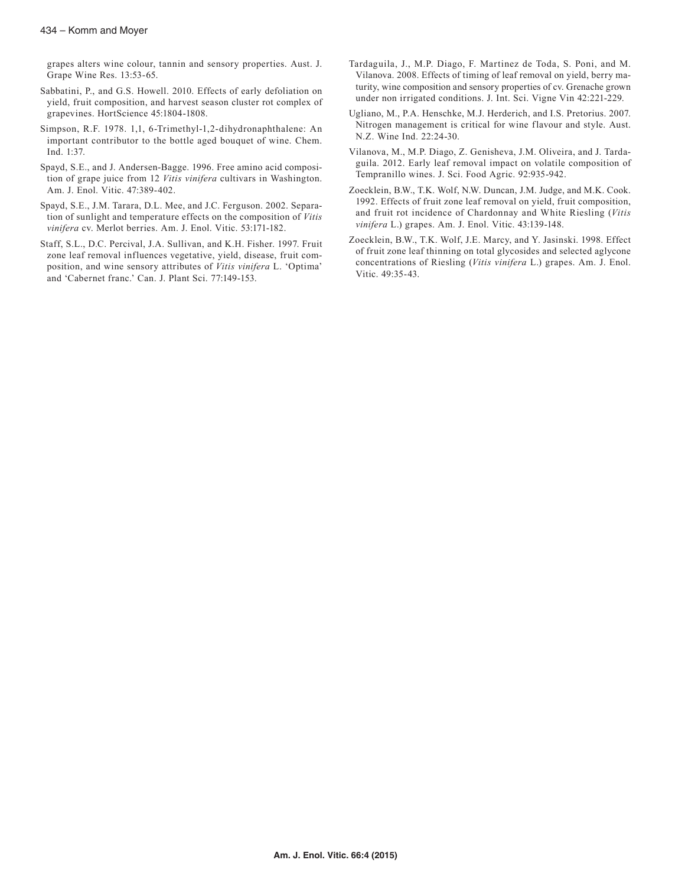grapes alters wine colour, tannin and sensory properties. Aust. J. Grape Wine Res. 13:53-65.

Sabbatini, P., and G.S. Howell. 2010. Effects of early defoliation on yield, fruit composition, and harvest season cluster rot complex of grapevines. HortScience 45:1804-1808.

Simpson, R.F. 1978. 1,1, 6-Trimethyl-1,2-dihydronaphthalene: An important contributor to the bottle aged bouquet of wine. Chem. Ind. 1:37.

Spayd, S.E., and J. Andersen-Bagge. 1996. Free amino acid composition of grape juice from 12 *Vitis vinifera* cultivars in Washington. Am. J. Enol. Vitic. 47:389-402.

Spayd, S.E., J.M. Tarara, D.L. Mee, and J.C. Ferguson. 2002. Separation of sunlight and temperature effects on the composition of *Vitis vinifera* cv. Merlot berries. Am. J. Enol. Vitic. 53:171-182.

Staff, S.L., D.C. Percival, J.A. Sullivan, and K.H. Fisher. 1997. Fruit zone leaf removal influences vegetative, yield, disease, fruit composition, and wine sensory attributes of *Vitis vinifera* L. 'Optima' and 'Cabernet franc.' Can. J. Plant Sci. 77:149-153.

Tardaguila, J., M.P. Diago, F. Martinez de Toda, S. Poni, and M. Vilanova. 2008. Effects of timing of leaf removal on yield, berry maturity, wine composition and sensory properties of cv. Grenache grown under non irrigated conditions. J. Int. Sci. Vigne Vin 42:221-229.

Ugliano, M., P.A. Henschke, M.J. Herderich, and I.S. Pretorius. 2007. Nitrogen management is critical for wine flavour and style. Aust. N.Z. Wine Ind. 22:24-30.

Vilanova, M., M.P. Diago, Z. Genisheva, J.M. Oliveira, and J. Tardaguila. 2012. Early leaf removal impact on volatile composition of Tempranillo wines. J. Sci. Food Agric. 92:935-942.

Zoecklein, B.W., T.K. Wolf, N.W. Duncan, J.M. Judge, and M.K. Cook. 1992. Effects of fruit zone leaf removal on yield, fruit composition, and fruit rot incidence of Chardonnay and White Riesling (*Vitis vinifera* L.) grapes. Am. J. Enol. Vitic. 43:139-148.

Zoecklein, B.W., T.K. Wolf, J.E. Marcy, and Y. Jasinski. 1998. Effect of fruit zone leaf thinning on total glycosides and selected aglycone concentrations of Riesling (*Vitis vinifera* L.) grapes. Am. J. Enol. Vitic. 49:35-43.